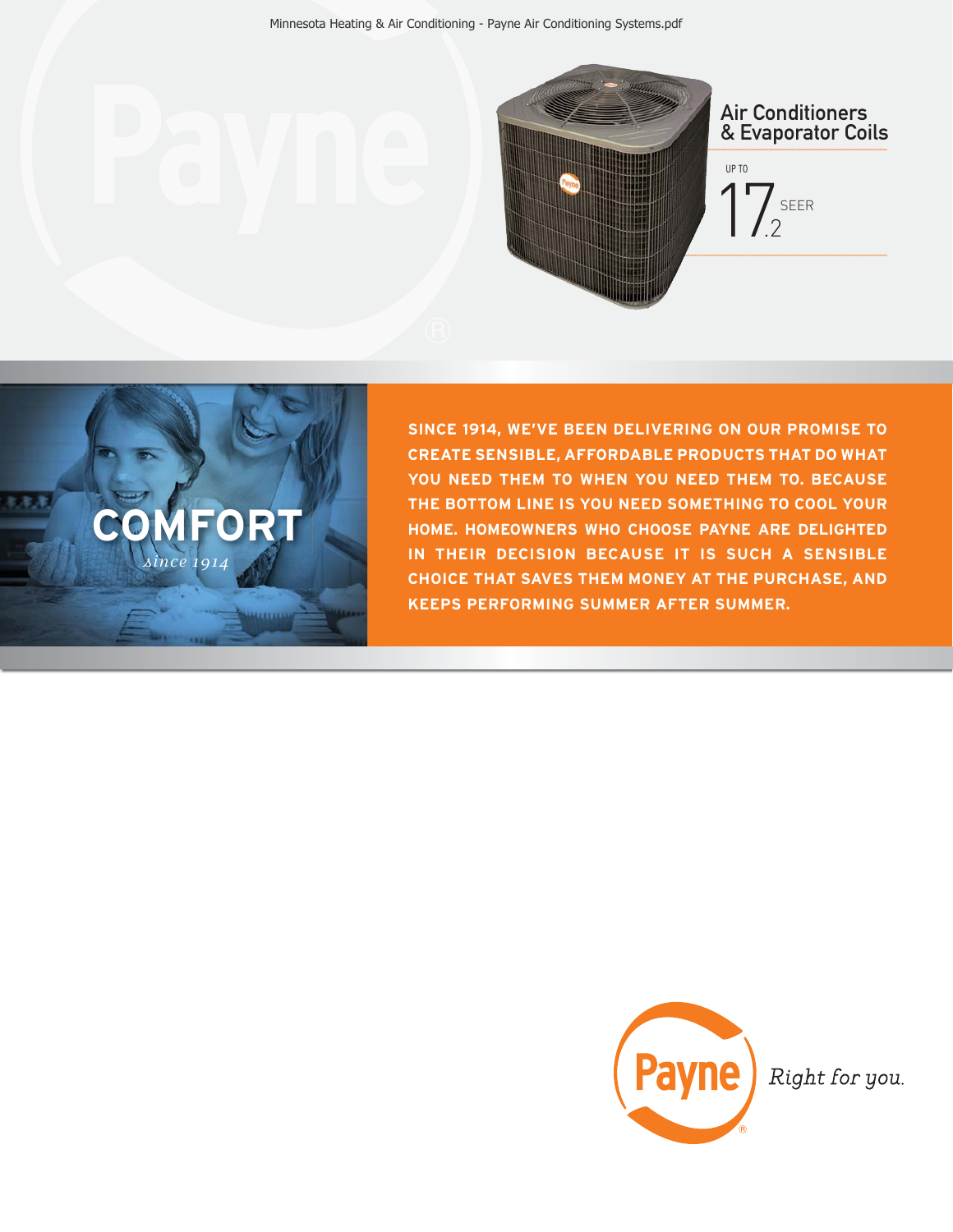# Air Conditioners & Evaporator Coils

UP TO 17.2 SEER

**COMFORT**

*since 1914*

**SINCE 1914, WE'VE BEEN DELIVERING ON OUR PROMISE TO CREATE SENSIBLE, AFFORDABLE PRODUCTS THAT DO WHAT YOU NEED THEM TO WHEN YOU NEED THEM TO. BECAUSE THE BOTTOM LINE IS YOU NEED SOMETHING TO COOL YOUR HOME. HOMEOWNERS WHO CHOOSE PAYNE ARE DELIGHTED IN THEIR DECISION BECAUSE IT IS SUCH A SENSIBLE CHOICE THAT SAVES THEM MONEY AT THE PURCHASE, AND KEEPS PERFORMING SUMMER AFTER SUMMER.**

Payne®

*Right for you.*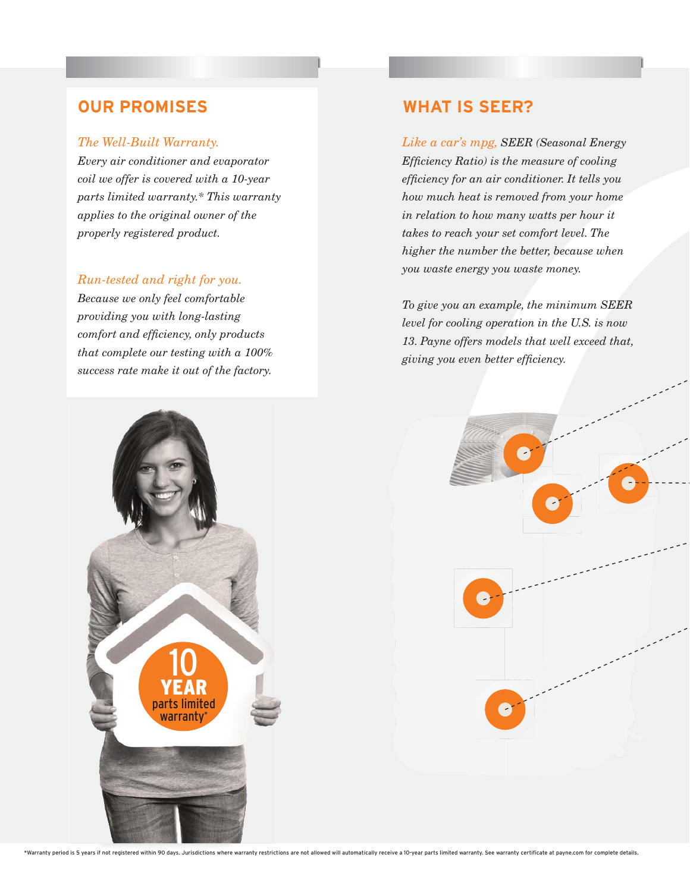## OUR PROMISES

*The Well-Built Warranty.*
*Every air conditioner and evaporator coil we offer is covered with a 10-year parts limited warranty.* This warranty applies to the original owner of the properly registered product.*

*Run-tested and right for you.*
*Because we only feel comfortable providing you with long-lasting comfort and efficiency, only products that complete our testing with a 100% success rate make it out of the factory.*

10 YEAR parts limited warranty*

## WHAT IS SEER?

*Like a car's mpg, SEER (Seasonal Energy Efficiency Ratio) is the measure of cooling efficiency for an air conditioner. It tells you how much heat is removed from your home in relation to how many watts per hour it takes to reach your set comfort level. The higher the number the better, because when you waste energy you waste money.*

*To give you an example, the minimum SEER level for cooling operation in the U.S. is now 13. Payne offers models that well exceed that, giving you even better efficiency.*

*Warranty period is 5 years if not registered within 90 days. Jurisdictions where warranty restrictions are not allowed will automatically receive a 10-year parts limited warranty. See warranty certificate at payne.com for complete details.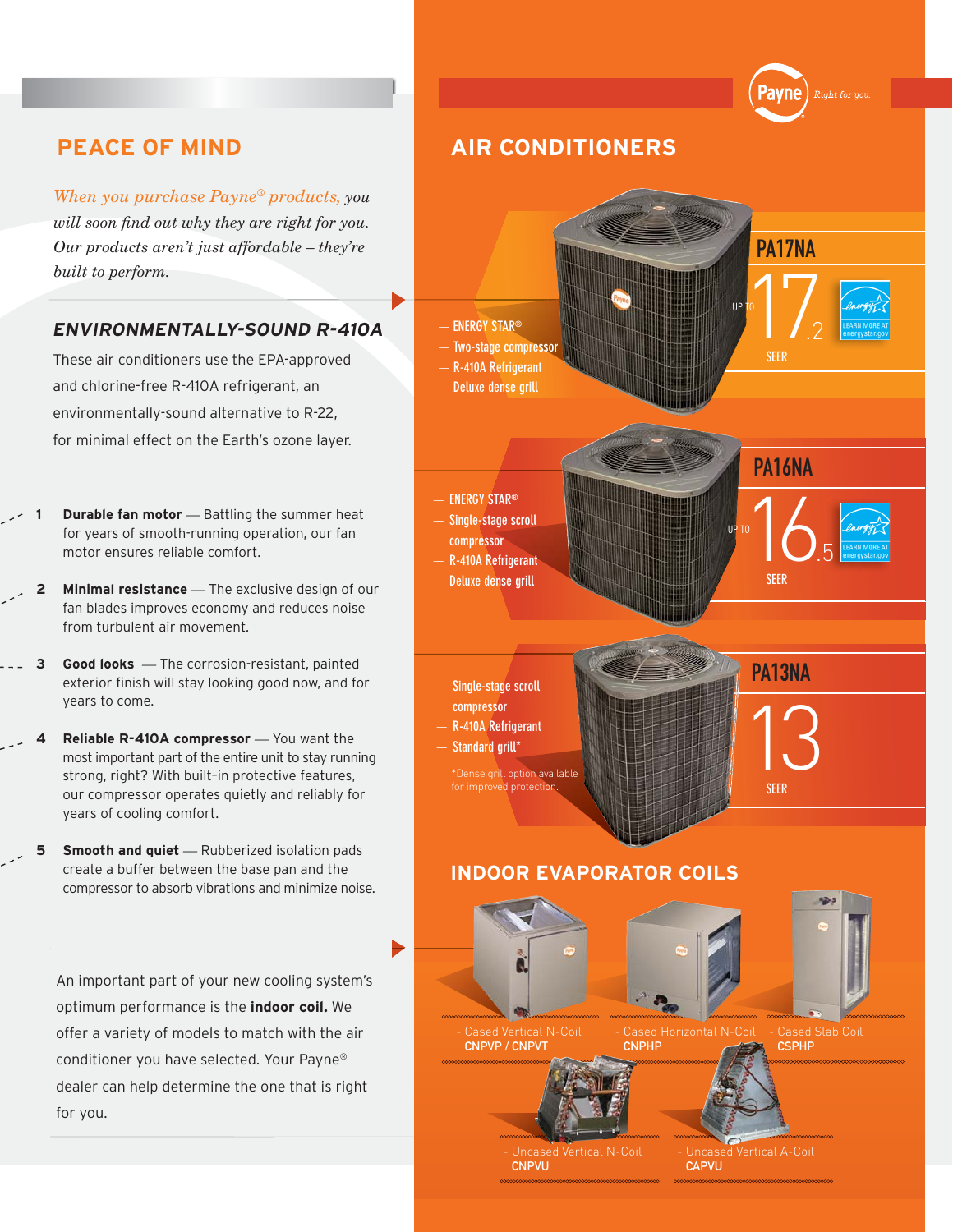## PEACE OF MIND

*When you purchase Payne® products, you will soon find out why they are right for you. Our products aren't just affordable – they're built to perform.*

### *ENVIRONMENTALLY-SOUND R-410A*

These air conditioners use the EPA-approved and chlorine-free R-410A refrigerant, an environmentally-sound alternative to R-22, for minimal effect on the Earth's ozone layer.

1. **Durable fan motor** — Battling the summer heat for years of smooth-running operation, our fan motor ensures reliable comfort.
2. **Minimal resistance** — The exclusive design of our fan blades improves economy and reduces noise from turbulent air movement.
3. **Good looks** — The corrosion-resistant, painted exterior finish will stay looking good now, and for years to come.
4. **Reliable R-410A compressor** — You want the most important part of the entire unit to stay running strong, right? With built-in protective features, our compressor operates quietly and reliably for years of cooling comfort.
5. **Smooth and quiet** — Rubberized isolation pads create a buffer between the base pan and the compressor to absorb vibrations and minimize noise.

An important part of your new cooling system's optimum performance is the **indoor coil.** We offer a variety of models to match with the air conditioner you have selected. Your Payne® dealer can help determine the one that is right for you.

Payne *Right for you.*

## AIR CONDITIONERS

### PA17NA

UP TO 17.2 SEER

- ENERGY STAR®
- Two-stage compressor
- R-410A Refrigerant
- Deluxe dense grill

### PA16NA

UP TO 16.5 SEER

- ENERGY STAR®
- Single-stage scroll compressor
- R-410A Refrigerant
- Deluxe dense grill

### PA13NA

13 SEER

- Single-stage scroll compressor
- R-410A Refrigerant
- Standard grill*

*Dense grill option available for improved protection.

## INDOOR EVAPORATOR COILS

- Cased Vertical N-Coil **CNPVP / CNPVT**
- Cased Horizontal N-Coil **CNPHP**
- Cased Slab Coil **CSPHP**
- Uncased Vertical N-Coil **CNPVU**
- Uncased Vertical A-Coil **CAPVU**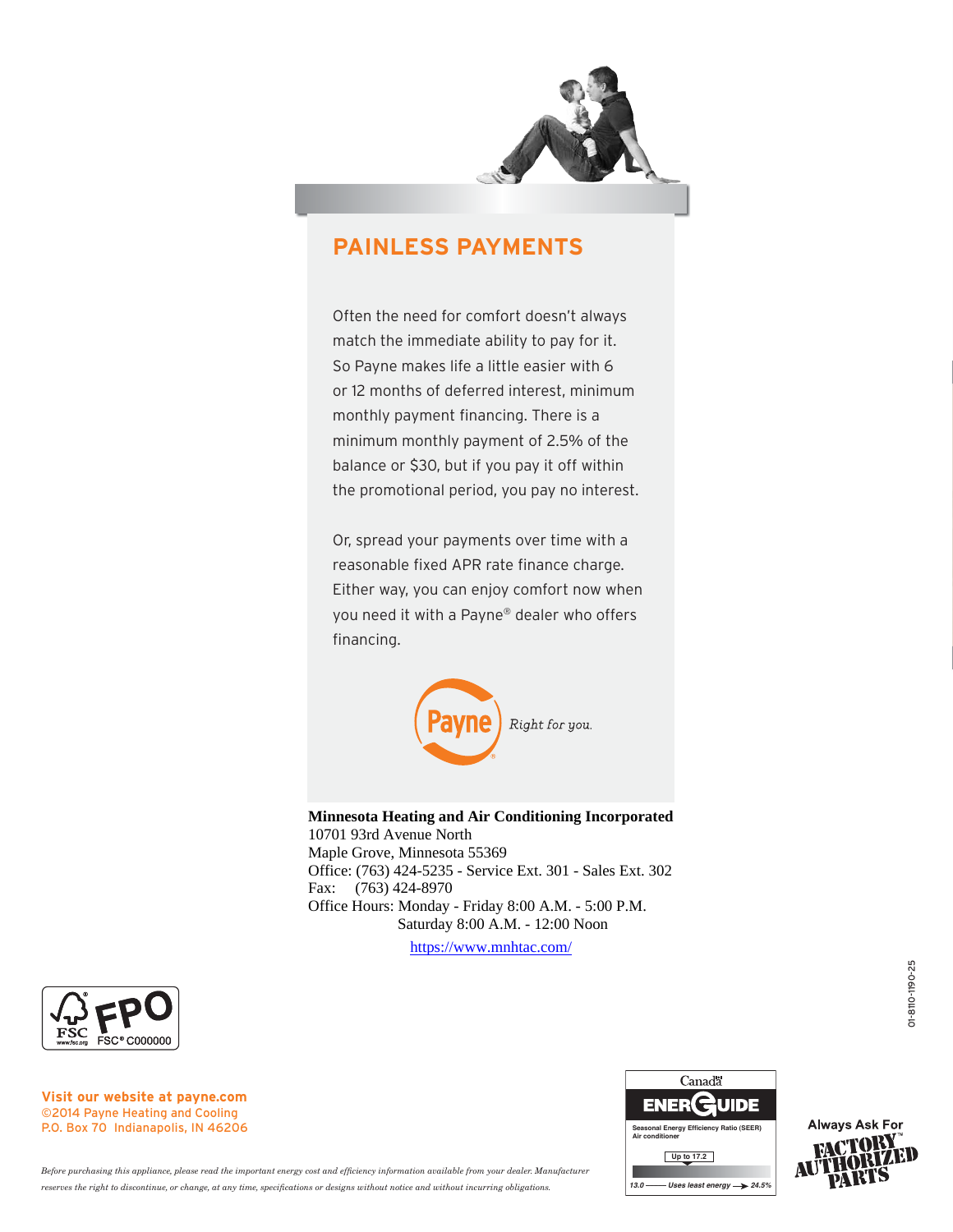## PAINLESS PAYMENTS

Often the need for comfort doesn't always match the immediate ability to pay for it. So Payne makes life a little easier with 6 or 12 months of deferred interest, minimum monthly payment financing. There is a minimum monthly payment of 2.5% of the balance or $30, but if you pay it off within the promotional period, you pay no interest.

Or, spread your payments over time with a reasonable fixed APR rate finance charge. Either way, you can enjoy comfort now when you need it with a Payne® dealer who offers financing.

Payne® *Right for you.*

**Minnesota Heating and Air Conditioning Incorporated**
10701 93rd Avenue North
Maple Grove, Minnesota 55369
Office: (763) 424-5235 - Service Ext. 301 - Sales Ext. 302
Fax: (763) 424-8970
Office Hours: Monday - Friday 8:00 A.M. - 5:00 P.M.
Saturday 8:00 A.M. - 12:00 Noon

https://www.mnhtac.com/

FSC www.fsc.org FPO FSC® C000000

01-8110-1190-25

**Visit our website at payne.com**
©2014 Payne Heating and Cooling
P.O. Box 70 Indianapolis, IN 46206

Canada
ENERGUIDE
Seasonal Energy Efficiency Ratio (SEER)
Air conditioner
Up to 17.2
13.0 — Uses least energy → 24.5%

Always Ask For FACTORY™ AUTHORIZED PARTS

*Before purchasing this appliance, please read the important energy cost and efficiency information available from your dealer. Manufacturer reserves the right to discontinue, or change, at any time, specifications or designs without notice and without incurring obligations.*